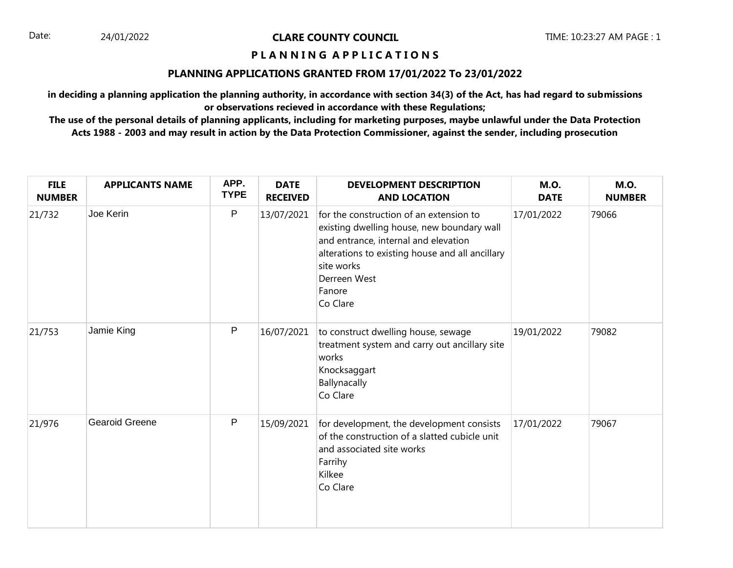Date: 24/01/2022

# CLARE COUNTY COUNCIL

TIME: 10:23:27 AM

## P L A N N I N G   A P P L I C A T I O N S

### PLANNING APPLICATIONS GRANTED FROM 17/01/2022 To 23/01/2022

**in deciding a planning application the planning authority, in accordance with section 34(3) of the Act, has had regard to submissions or observations recieved in accordance with these Regulations;**

**The use of the personal details of planning applicants, including for marketing purposes, maybe unlawful under the Data Protection Acts 1988 - 2003 and may result in action by the Data Protection Commissioner, against the sender, including prosecution**

| FILE NUMBER | APPLICANTS NAME | APP. TYPE | DATE RECEIVED | DEVELOPMENT DESCRIPTION AND LOCATION | M.O. DATE | M.O. NUMBER |
|---|---|---|---|---|---|---|
| 21/732 | Joe Kerin | P | 13/07/2021 | for the construction of an extension to existing dwelling house, new boundary wall and entrance, internal and elevation alterations to existing house and all ancillary site works<br>Derreen West<br>Fanore<br>Co Clare | 17/01/2022 | 79066 |
| 21/753 | Jamie King | P | 16/07/2021 | to construct dwelling house, sewage treatment system and carry out ancillary site works<br>Knocksaggart<br>Ballynacally<br>Co Clare | 19/01/2022 | 79082 |
| 21/976 | Gearoid Greene | P | 15/09/2021 | for development, the development consists of the construction of a slatted cubicle unit and associated site works<br>Farrihy<br>Kilkee<br>Co Clare | 17/01/2022 | 79067 |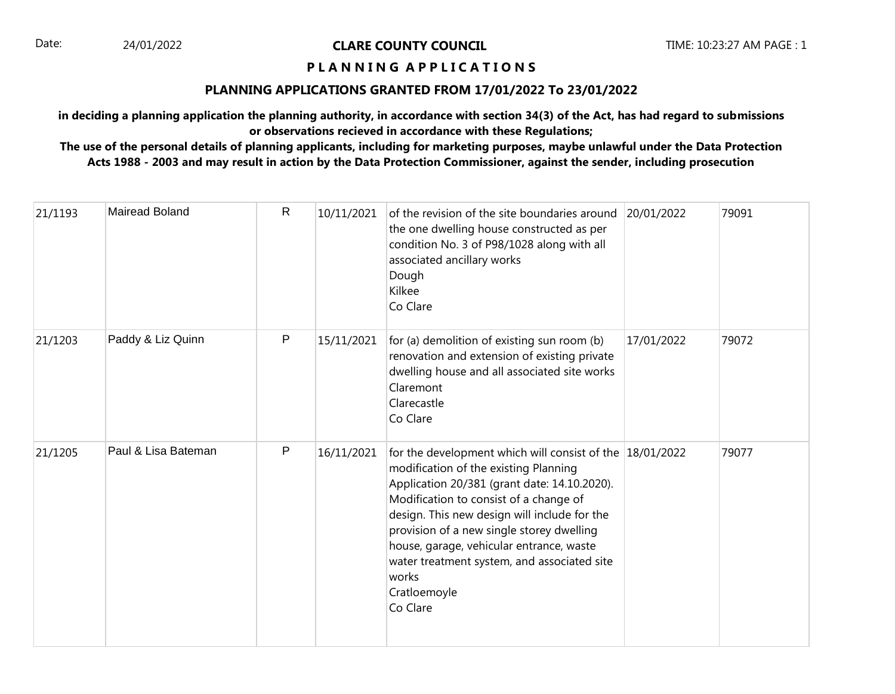**CLARE COUNTY COUNCIL**

**P L A N N I N G   A P P L I C A T I O N S**

**PLANNING APPLICATIONS GRANTED FROM 17/01/2022 To 23/01/2022**

**in deciding a planning application the planning authority, in accordance with section 34(3) of the Act, has had regard to submissions or observations recieved in accordance with these Regulations;**

**The use of the personal details of planning applicants, including for marketing purposes, maybe unlawful under the Data Protection Acts 1988 - 2003 and may result in action by the Data Protection Commissioner, against the sender, including prosecution**

| | | | | | | |
|---|---|---|---|---|---|---|
| 21/1193 | Mairead Boland | R | 10/11/2021 | of the revision of the site boundaries around the one dwelling house constructed as per condition No. 3 of P98/1028 along with all associated ancillary works<br>Dough<br>Kilkee<br>Co Clare | 20/01/2022 | 79091 |
| 21/1203 | Paddy & Liz Quinn | P | 15/11/2021 | for (a) demolition of existing sun room (b) renovation and extension of existing private dwelling house and all associated site works<br>Claremont<br>Clarecastle<br>Co Clare | 17/01/2022 | 79072 |
| 21/1205 | Paul & Lisa Bateman | P | 16/11/2021 | for the development which will consist of the modification of the existing Planning Application 20/381 (grant date: 14.10.2020). Modification to consist of a change of design. This new design will include for the provision of a new single storey dwelling house, garage, vehicular entrance, waste water treatment system, and associated site works<br>Cratloemoyle<br>Co Clare | 18/01/2022 | 79077 |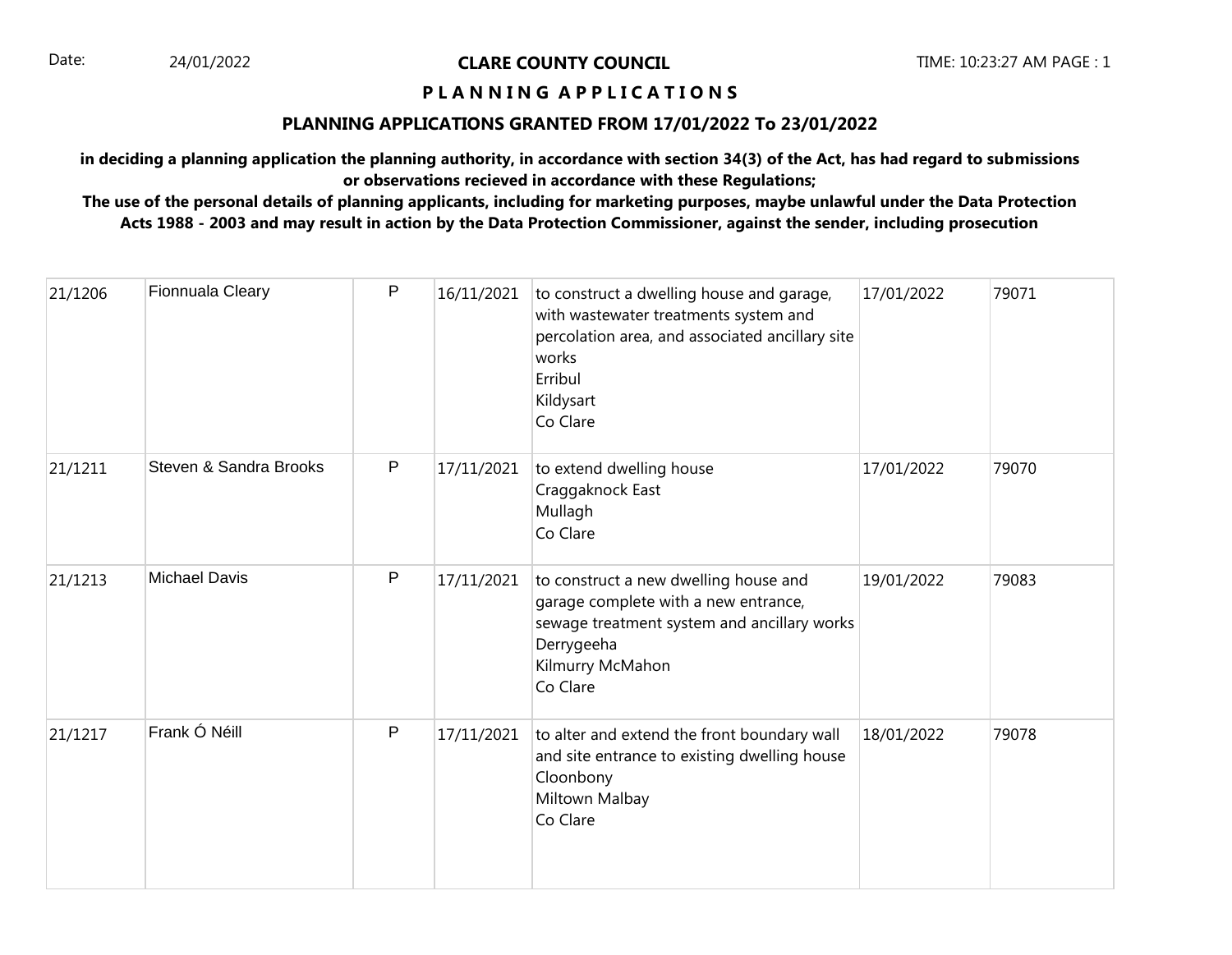**CLARE COUNTY COUNCIL**

**P L A N N I N G  A P P L I C A T I O N S**

**PLANNING APPLICATIONS GRANTED FROM 17/01/2022 To 23/01/2022**

**in deciding a planning application the planning authority, in accordance with section 34(3) of the Act, has had regard to submissions or observations recieved in accordance with these Regulations;**

**The use of the personal details of planning applicants, including for marketing purposes, maybe unlawful under the Data Protection Acts 1988 - 2003 and may result in action by the Data Protection Commissioner, against the sender, including prosecution**

| | | | | | | |
|---|---|---|---|---|---|---|
| 21/1206 | Fionnuala Cleary | P | 16/11/2021 | to construct a dwelling house and garage, with wastewater treatments system and percolation area, and associated ancillary site works<br>Erribul<br>Kildysart<br>Co Clare | 17/01/2022 | 79071 |
| 21/1211 | Steven & Sandra Brooks | P | 17/11/2021 | to extend dwelling house<br>Craggaknock East<br>Mullagh<br>Co Clare | 17/01/2022 | 79070 |
| 21/1213 | Michael Davis | P | 17/11/2021 | to construct a new dwelling house and garage complete with a new entrance, sewage treatment system and ancillary works<br>Derrygeeha<br>Kilmurry McMahon<br>Co Clare | 19/01/2022 | 79083 |
| 21/1217 | Frank Ó Néill | P | 17/11/2021 | to alter and extend the front boundary wall and site entrance to existing dwelling house<br>Cloonbony<br>Miltown Malbay<br>Co Clare | 18/01/2022 | 79078 |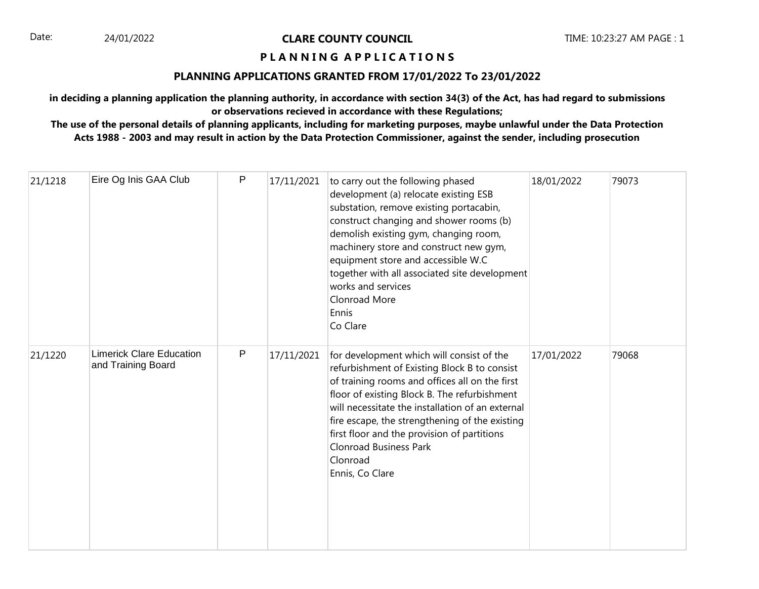Date: 24/01/2022

**CLARE COUNTY COUNCIL**

TIME: 10:23:27 AM

## P L A N N I N G A P P L I C A T I O N S

### PLANNING APPLICATIONS GRANTED FROM 17/01/2022 To 23/01/2022

**in deciding a planning application the planning authority, in accordance with section 34(3) of the Act, has had regard to submissions or observations recieved in accordance with these Regulations;**

**The use of the personal details of planning applicants, including for marketing purposes, maybe unlawful under the Data Protection Acts 1988 - 2003 and may result in action by the Data Protection Commissioner, against the sender, including prosecution**

| | | | | | | |
|---|---|---|---|---|---|---|
| 21/1218 | Eire Og Inis GAA Club | P | 17/11/2021 | to carry out the following phased development (a) relocate existing ESB substation, remove existing portacabin, construct changing and shower rooms (b) demolish existing gym, changing room, machinery store and construct new gym, equipment store and accessible W.C together with all associated site development works and services<br>Clonroad More<br>Ennis<br>Co Clare | 18/01/2022 | 79073 |
| 21/1220 | Limerick Clare Education and Training Board | P | 17/11/2021 | for development which will consist of the refurbishment of Existing Block B to consist of training rooms and offices all on the first floor of existing Block B. The refurbishment will necessitate the installation of an external fire escape, the strengthening of the existing first floor and the provision of partitions<br>Clonroad Business Park<br>Clonroad<br>Ennis, Co Clare | 17/01/2022 | 79068 |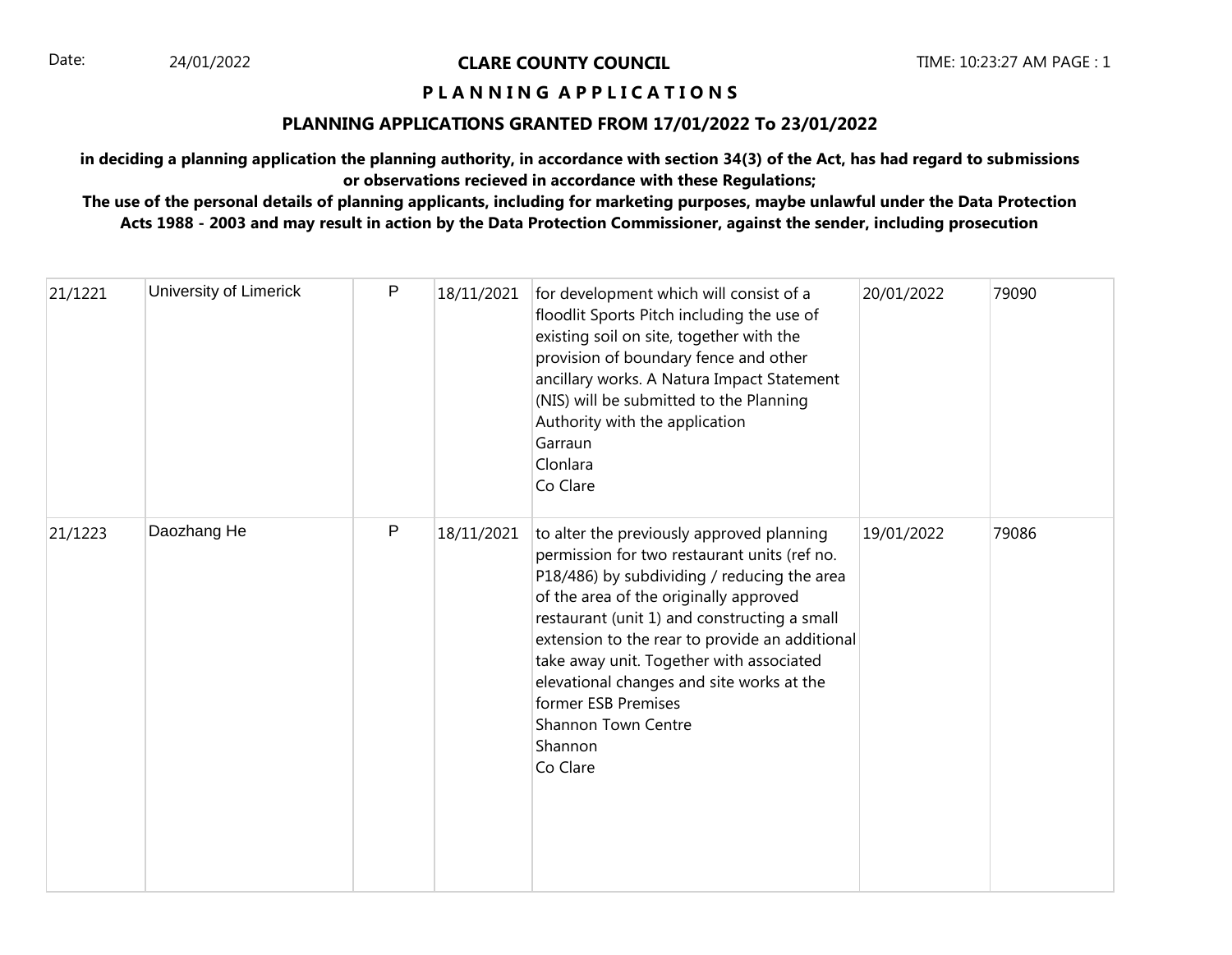**CLARE COUNTY COUNCIL**

**P L A N N I N G A P P L I C A T I O N S**

**PLANNING APPLICATIONS GRANTED FROM 17/01/2022 To 23/01/2022**

**in deciding a planning application the planning authority, in accordance with section 34(3) of the Act, has had regard to submissions or observations recieved in accordance with these Regulations;**
**The use of the personal details of planning applicants, including for marketing purposes, maybe unlawful under the Data Protection Acts 1988 - 2003 and may result in action by the Data Protection Commissioner, against the sender, including prosecution**

| | | | | | | |
|---|---|---|---|---|---|---|
| 21/1221 | University of Limerick | P | 18/11/2021 | for development which will consist of a floodlit Sports Pitch including the use of existing soil on site, together with the provision of boundary fence and other ancillary works. A Natura Impact Statement (NIS) will be submitted to the Planning Authority with the application<br>Garraun<br>Clonlara<br>Co Clare | 20/01/2022 | 79090 |
| 21/1223 | Daozhang He | P | 18/11/2021 | to alter the previously approved planning permission for two restaurant units (ref no. P18/486) by subdividing / reducing the area of the area of the originally approved restaurant (unit 1) and constructing a small extension to the rear to provide an additional take away unit. Together with associated elevational changes and site works at the former ESB Premises<br>Shannon Town Centre<br>Shannon<br>Co Clare | 19/01/2022 | 79086 |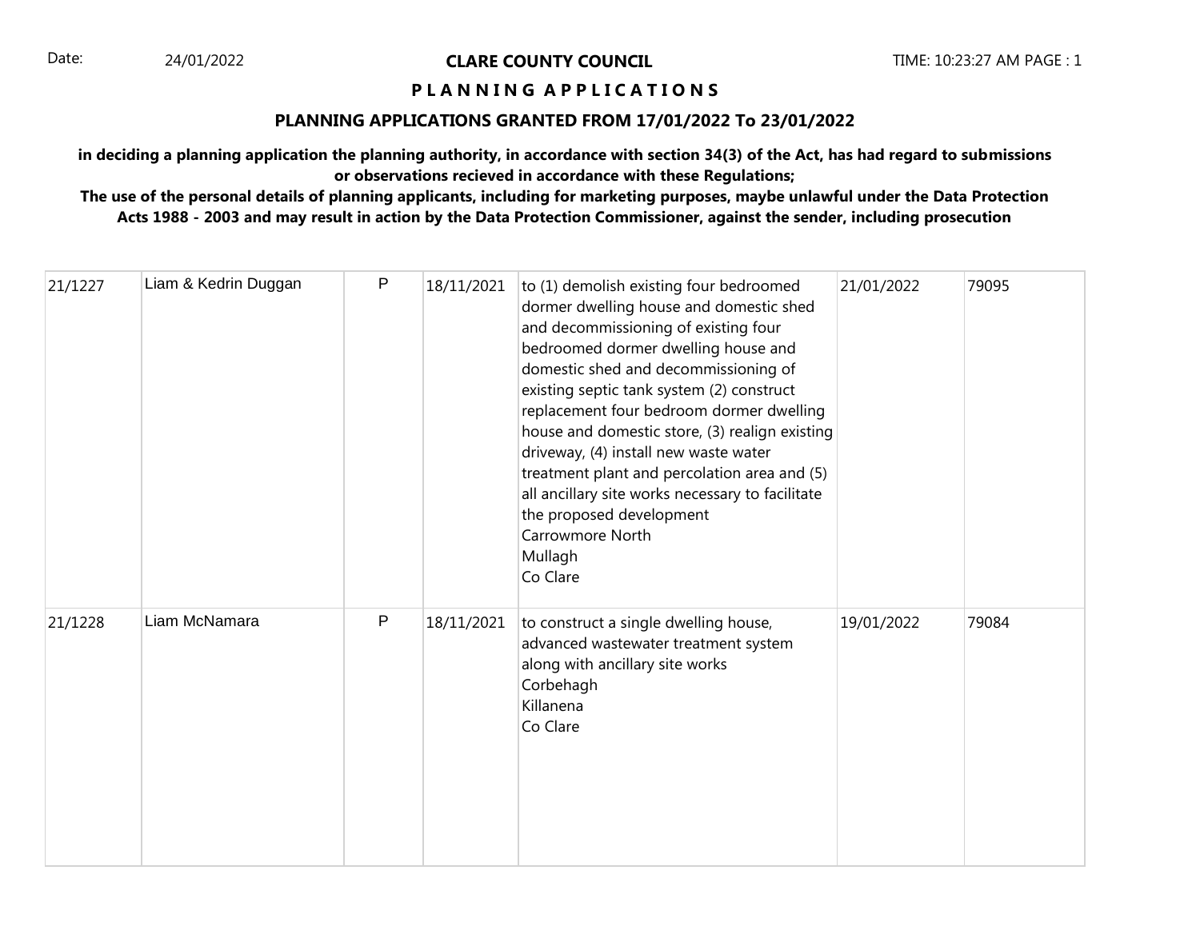Date: 24/01/2022

**CLARE COUNTY COUNCIL**

TIME: 10:23:27 AM PAGE : 1

**P L A N N I N G A P P L I C A T I O N S**

**PLANNING APPLICATIONS GRANTED FROM 17/01/2022 To 23/01/2022**

**in deciding a planning application the planning authority, in accordance with section 34(3) of the Act, has had regard to submissions or observations recieved in accordance with these Regulations;**
**The use of the personal details of planning applicants, including for marketing purposes, maybe unlawful under the Data Protection Acts 1988 - 2003 and may result in action by the Data Protection Commissioner, against the sender, including prosecution**

| | | | | | | |
|---|---|---|---|---|---|---|
| 21/1227 | Liam & Kedrin Duggan | P | 18/11/2021 | to (1) demolish existing four bedroomed dormer dwelling house and domestic shed and decommissioning of existing four bedroomed dormer dwelling house and domestic shed and decommissioning of existing septic tank system (2) construct replacement four bedroom dormer dwelling house and domestic store, (3) realign existing driveway, (4) install new waste water treatment plant and percolation area and (5) all ancillary site works necessary to facilitate the proposed development<br>Carrowmore North<br>Mullagh<br>Co Clare | 21/01/2022 | 79095 |
| 21/1228 | Liam McNamara | P | 18/11/2021 | to construct a single dwelling house, advanced wastewater treatment system along with ancillary site works<br>Corbehagh<br>Killanena<br>Co Clare | 19/01/2022 | 79084 |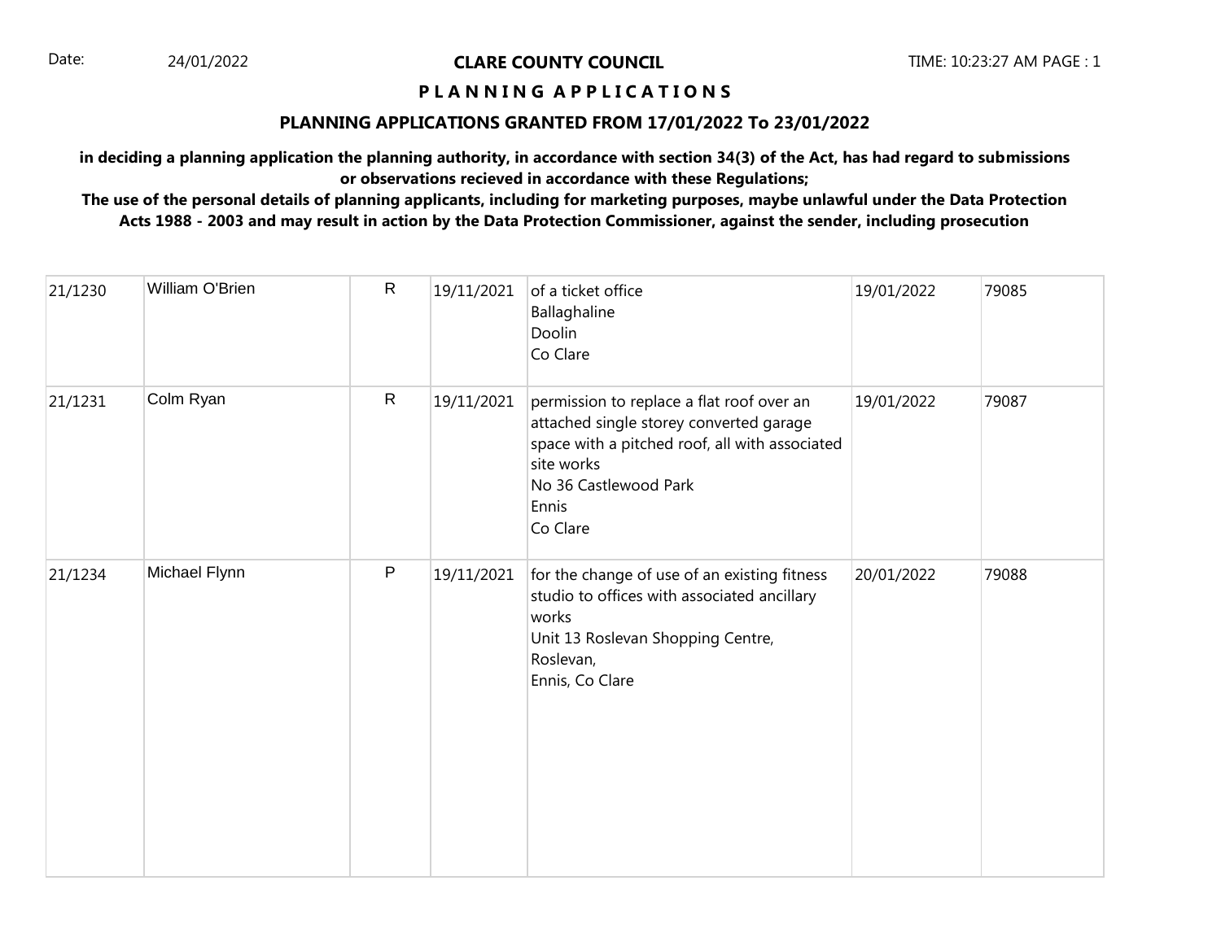Date: 24/01/2022

**CLARE COUNTY COUNCIL**

TIME: 10:23:27 AM PAGE : 1

## P L A N N I N G A P P L I C A T I O N S

## PLANNING APPLICATIONS GRANTED FROM 17/01/2022 To 23/01/2022

**in deciding a planning application the planning authority, in accordance with section 34(3) of the Act, has had regard to submissions or observations recieved in accordance with these Regulations;**

**The use of the personal details of planning applicants, including for marketing purposes, maybe unlawful under the Data Protection Acts 1988 - 2003 and may result in action by the Data Protection Commissioner, against the sender, including prosecution**

| | | | | | | |
|---|---|---|---|---|---|---|
| 21/1230 | William O'Brien | R | 19/11/2021 | of a ticket office<br>Ballaghaline<br>Doolin<br>Co Clare | 19/01/2022 | 79085 |
| 21/1231 | Colm Ryan | R | 19/11/2021 | permission to replace a flat roof over an attached single storey converted garage space with a pitched roof, all with associated site works<br>No 36 Castlewood Park<br>Ennis<br>Co Clare | 19/01/2022 | 79087 |
| 21/1234 | Michael Flynn | P | 19/11/2021 | for the change of use of an existing fitness studio to offices with associated ancillary works<br>Unit 13 Roslevan Shopping Centre,<br>Roslevan,<br>Ennis, Co Clare | 20/01/2022 | 79088 |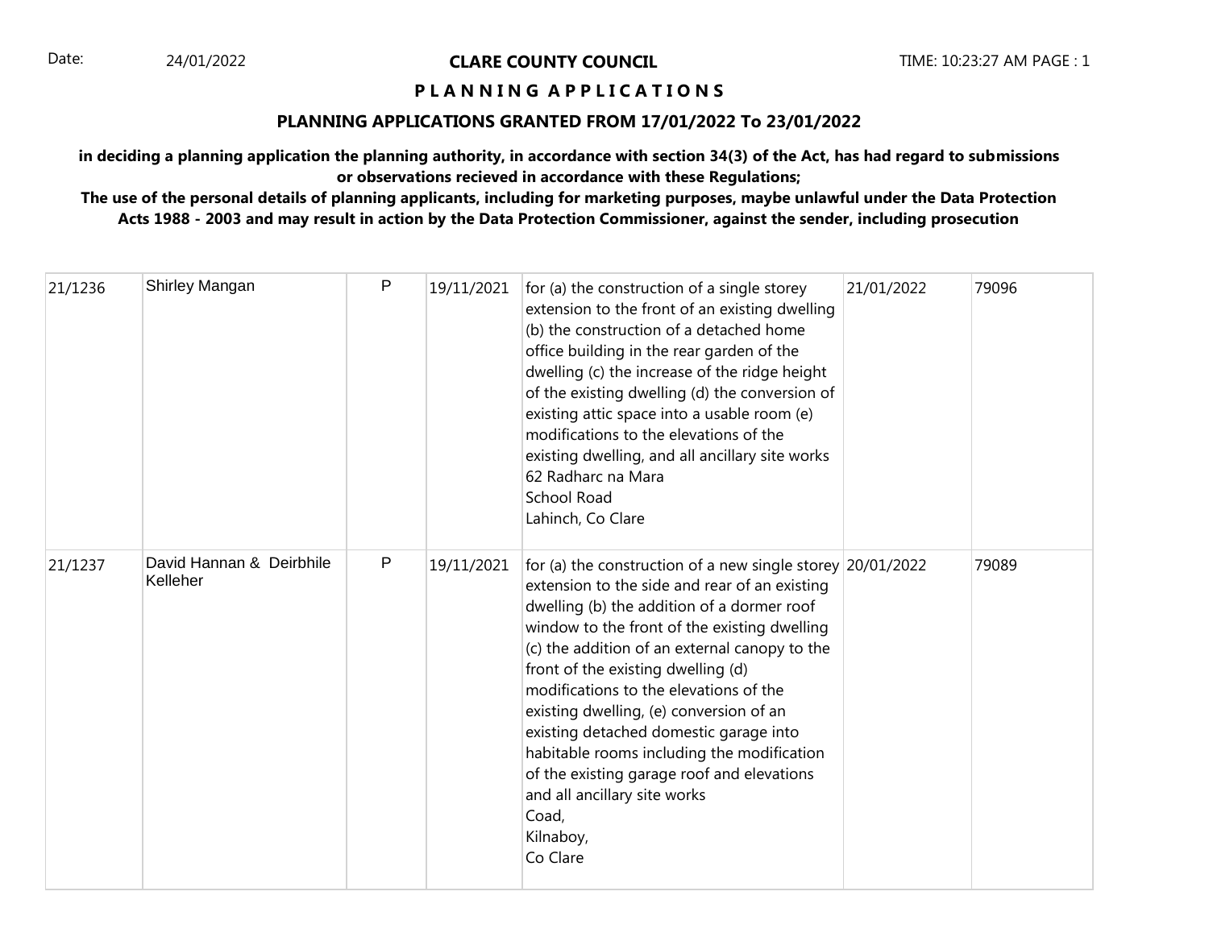Date: 24/01/2022

**CLARE COUNTY COUNCIL**

**P L A N N I N G   A P P L I C A T I O N S**

**PLANNING APPLICATIONS GRANTED FROM 17/01/2022 To 23/01/2022**

**in deciding a planning application the planning authority, in accordance with section 34(3) of the Act, has had regard to submissions or observations recieved in accordance with these Regulations;**
**The use of the personal details of planning applicants, including for marketing purposes, maybe unlawful under the Data Protection Acts 1988 - 2003 and may result in action by the Data Protection Commissioner, against the sender, including prosecution**

| | | | | | | |
|---|---|---|---|---|---|---|
| 21/1236 | Shirley Mangan | P | 19/11/2021 | for (a) the construction of a single storey extension to the front of an existing dwelling (b) the construction of a detached home office building in the rear garden of the dwelling (c) the increase of the ridge height of the existing dwelling (d) the conversion of existing attic space into a usable room (e) modifications to the elevations of the existing dwelling, and all ancillary site works<br>62 Radharc na Mara<br>School Road<br>Lahinch, Co Clare | 21/01/2022 | 79096 |
| 21/1237 | David Hannan & Deirbhile Kelleher | P | 19/11/2021 | for (a) the construction of a new single storey extension to the side and rear of an existing dwelling (b) the addition of a dormer roof window to the front of the existing dwelling (c) the addition of an external canopy to the front of the existing dwelling (d) modifications to the elevations of the existing dwelling, (e) conversion of an existing detached domestic garage into habitable rooms including the modification of the existing garage roof and elevations and all ancillary site works<br>Coad,<br>Kilnaboy,<br>Co Clare | 20/01/2022 | 79089 |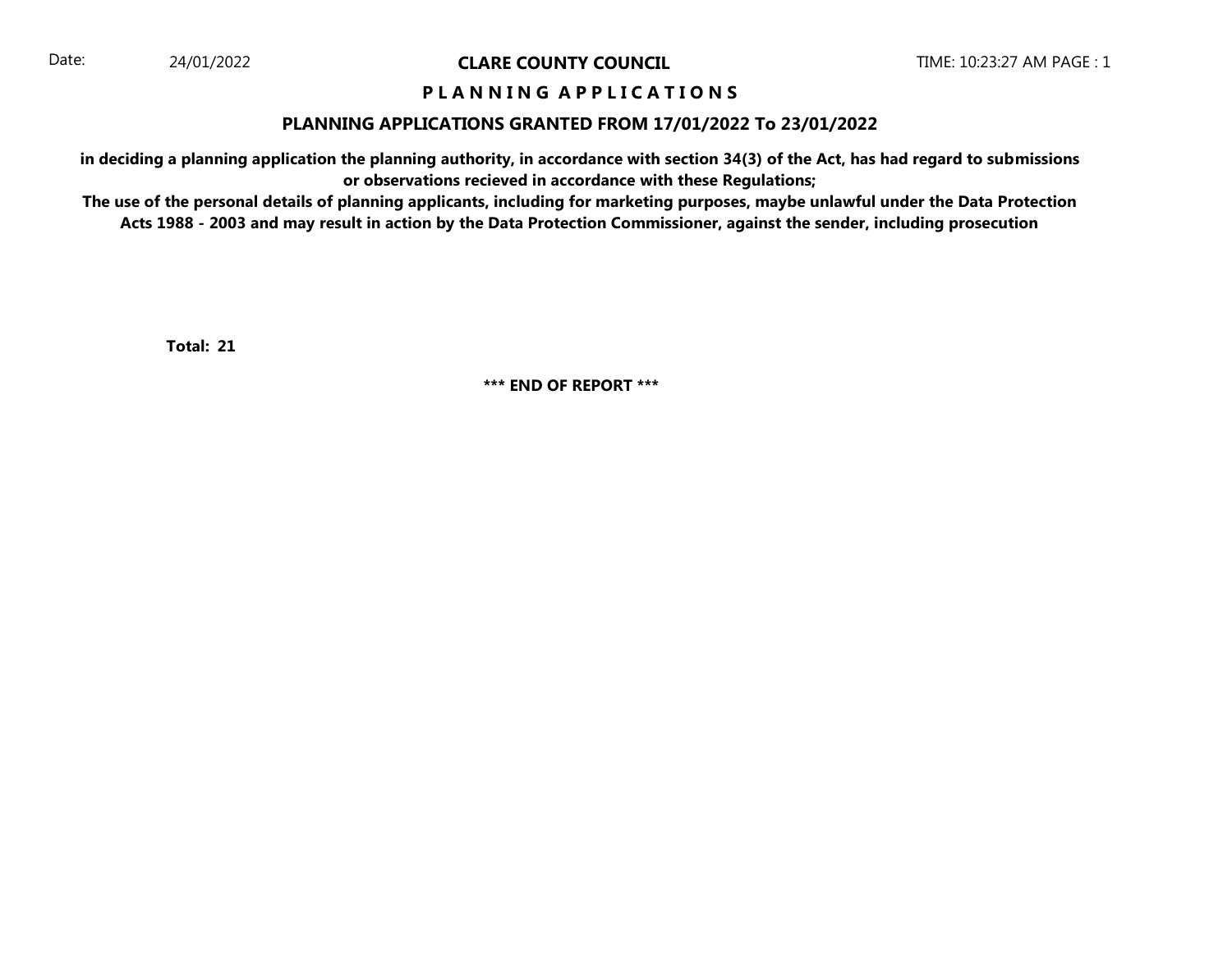**CLARE COUNTY COUNCIL**

**P L A N N I N G  A P P L I C A T I O N S**

**PLANNING APPLICATIONS GRANTED FROM 17/01/2022 To 23/01/2022**

**in deciding a planning application the planning authority, in accordance with section 34(3) of the Act, has had regard to submissions or observations recieved in accordance with these Regulations;**

**The use of the personal details of planning applicants, including for marketing purposes, maybe unlawful under the Data Protection Acts 1988 - 2003 and may result in action by the Data Protection Commissioner, against the sender, including prosecution**

**Total: 21**

**\*\*\* END OF REPORT \*\*\***